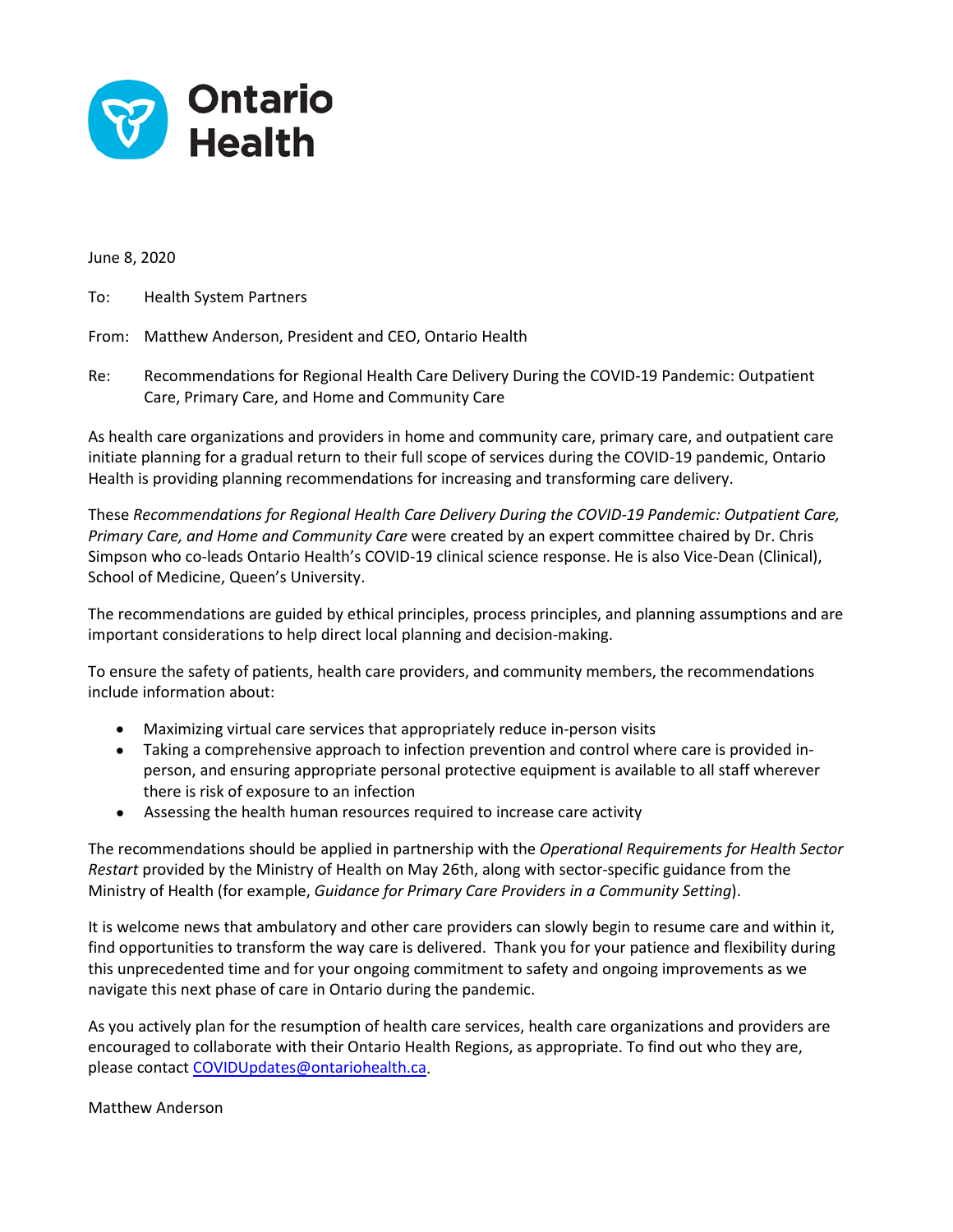Ontario Health

June 8, 2020

To: Health System Partners

From: Matthew Anderson, President and CEO, Ontario Health

Re: Recommendations for Regional Health Care Delivery During the COVID-19 Pandemic: Outpatient Care, Primary Care, and Home and Community Care

As health care organizations and providers in home and community care, primary care, and outpatient care initiate planning for a gradual return to their full scope of services during the COVID-19 pandemic, Ontario Health is providing planning recommendations for increasing and transforming care delivery.

These *Recommendations for Regional Health Care Delivery During the COVID-19 Pandemic: Outpatient Care, Primary Care, and Home and Community Care* were created by an expert committee chaired by Dr. Chris Simpson who co-leads Ontario Health's COVID-19 clinical science response. He is also Vice-Dean (Clinical), School of Medicine, Queen's University.

The recommendations are guided by ethical principles, process principles, and planning assumptions and are important considerations to help direct local planning and decision-making.

To ensure the safety of patients, health care providers, and community members, the recommendations include information about:

- Maximizing virtual care services that appropriately reduce in-person visits
- Taking a comprehensive approach to infection prevention and control where care is provided in-person, and ensuring appropriate personal protective equipment is available to all staff wherever there is risk of exposure to an infection
- Assessing the health human resources required to increase care activity

The recommendations should be applied in partnership with the *Operational Requirements for Health Sector Restart* provided by the Ministry of Health on May 26th, along with sector-specific guidance from the Ministry of Health (for example, *Guidance for Primary Care Providers in a Community Setting*).

It is welcome news that ambulatory and other care providers can slowly begin to resume care and within it, find opportunities to transform the way care is delivered. Thank you for your patience and flexibility during this unprecedented time and for your ongoing commitment to safety and ongoing improvements as we navigate this next phase of care in Ontario during the pandemic.

As you actively plan for the resumption of health care services, health care organizations and providers are encouraged to collaborate with their Ontario Health Regions, as appropriate. To find out who they are, please contact COVIDUpdates@ontariohealth.ca.

Matthew Anderson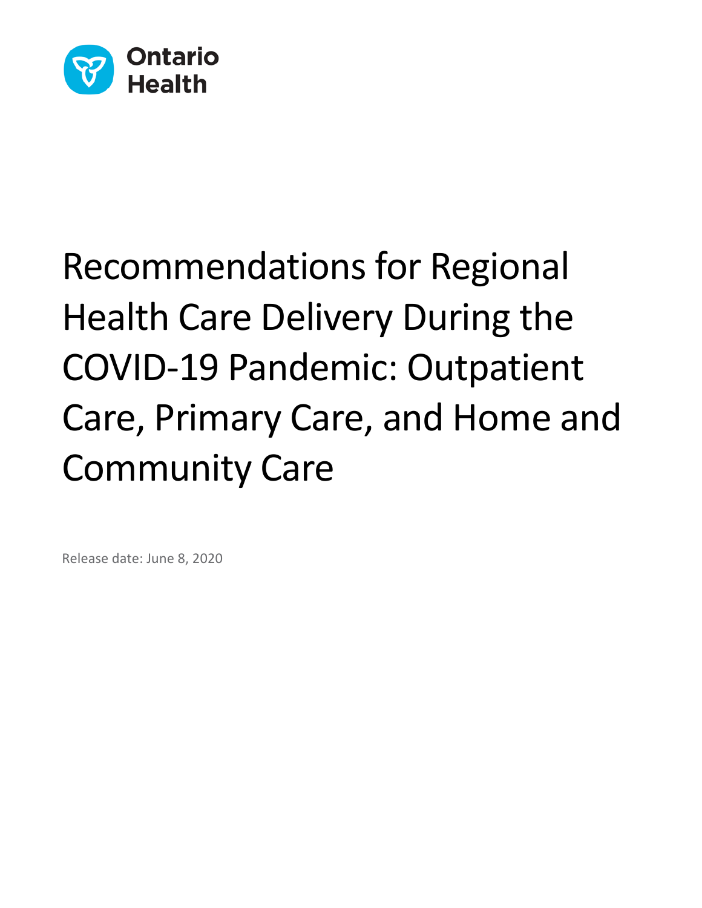Ontario Health

# Recommendations for Regional Health Care Delivery During the COVID-19 Pandemic: Outpatient Care, Primary Care, and Home and Community Care

Release date: June 8, 2020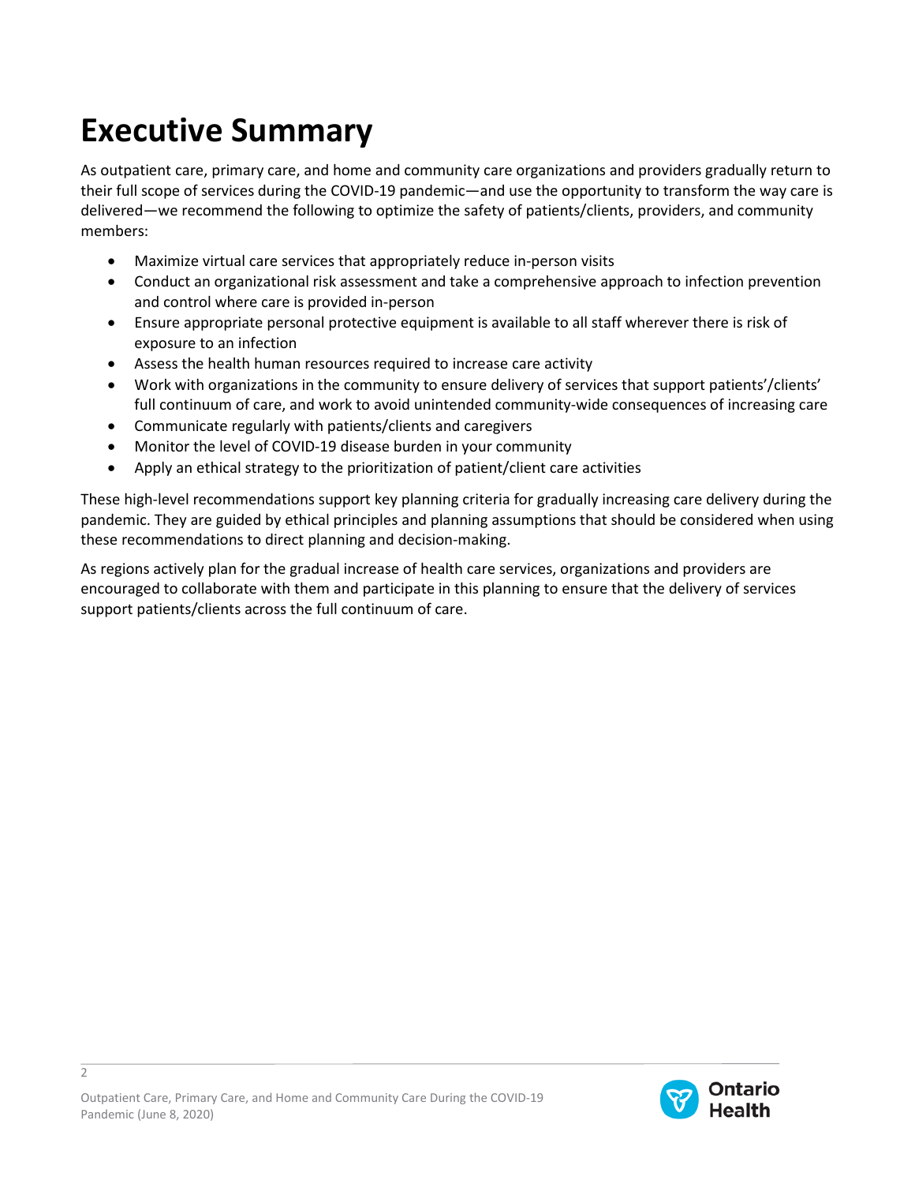# Executive Summary

As outpatient care, primary care, and home and community care organizations and providers gradually return to their full scope of services during the COVID-19 pandemic—and use the opportunity to transform the way care is delivered—we recommend the following to optimize the safety of patients/clients, providers, and community members:

- Maximize virtual care services that appropriately reduce in-person visits
- Conduct an organizational risk assessment and take a comprehensive approach to infection prevention and control where care is provided in-person
- Ensure appropriate personal protective equipment is available to all staff wherever there is risk of exposure to an infection
- Assess the health human resources required to increase care activity
- Work with organizations in the community to ensure delivery of services that support patients'/clients' full continuum of care, and work to avoid unintended community-wide consequences of increasing care
- Communicate regularly with patients/clients and caregivers
- Monitor the level of COVID-19 disease burden in your community
- Apply an ethical strategy to the prioritization of patient/client care activities

These high-level recommendations support key planning criteria for gradually increasing care delivery during the pandemic. They are guided by ethical principles and planning assumptions that should be considered when using these recommendations to direct planning and decision-making.

As regions actively plan for the gradual increase of health care services, organizations and providers are encouraged to collaborate with them and participate in this planning to ensure that the delivery of services support patients/clients across the full continuum of care.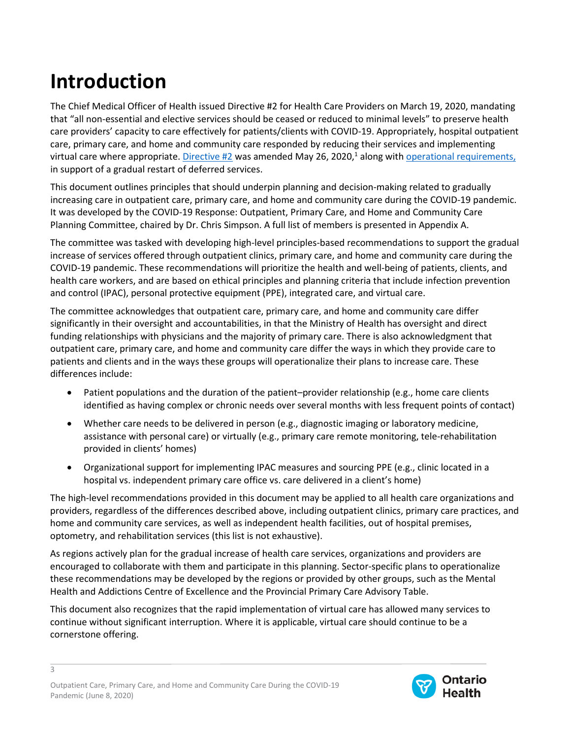# Introduction

The Chief Medical Officer of Health issued Directive #2 for Health Care Providers on March 19, 2020, mandating that "all non-essential and elective services should be ceased or reduced to minimal levels" to preserve health care providers' capacity to care effectively for patients/clients with COVID-19. Appropriately, hospital outpatient care, primary care, and home and community care responded by reducing their services and implementing virtual care where appropriate. Directive #2 was amended May 26, 2020,[1] along with operational requirements, in support of a gradual restart of deferred services.

This document outlines principles that should underpin planning and decision-making related to gradually increasing care in outpatient care, primary care, and home and community care during the COVID-19 pandemic. It was developed by the COVID-19 Response: Outpatient, Primary Care, and Home and Community Care Planning Committee, chaired by Dr. Chris Simpson. A full list of members is presented in Appendix A.

The committee was tasked with developing high-level principles-based recommendations to support the gradual increase of services offered through outpatient clinics, primary care, and home and community care during the COVID-19 pandemic. These recommendations will prioritize the health and well-being of patients, clients, and health care workers, and are based on ethical principles and planning criteria that include infection prevention and control (IPAC), personal protective equipment (PPE), integrated care, and virtual care.

The committee acknowledges that outpatient care, primary care, and home and community care differ significantly in their oversight and accountabilities, in that the Ministry of Health has oversight and direct funding relationships with physicians and the majority of primary care. There is also acknowledgment that outpatient care, primary care, and home and community care differ the ways in which they provide care to patients and clients and in the ways these groups will operationalize their plans to increase care. These differences include:

- Patient populations and the duration of the patient–provider relationship (e.g., home care clients identified as having complex or chronic needs over several months with less frequent points of contact)
- Whether care needs to be delivered in person (e.g., diagnostic imaging or laboratory medicine, assistance with personal care) or virtually (e.g., primary care remote monitoring, tele-rehabilitation provided in clients' homes)
- Organizational support for implementing IPAC measures and sourcing PPE (e.g., clinic located in a hospital vs. independent primary care office vs. care delivered in a client's home)

The high-level recommendations provided in this document may be applied to all health care organizations and providers, regardless of the differences described above, including outpatient clinics, primary care practices, and home and community care services, as well as independent health facilities, out of hospital premises, optometry, and rehabilitation services (this list is not exhaustive).

As regions actively plan for the gradual increase of health care services, organizations and providers are encouraged to collaborate with them and participate in this planning. Sector-specific plans to operationalize these recommendations may be developed by the regions or provided by other groups, such as the Mental Health and Addictions Centre of Excellence and the Provincial Primary Care Advisory Table.

This document also recognizes that the rapid implementation of virtual care has allowed many services to continue without significant interruption. Where it is applicable, virtual care should continue to be a cornerstone offering.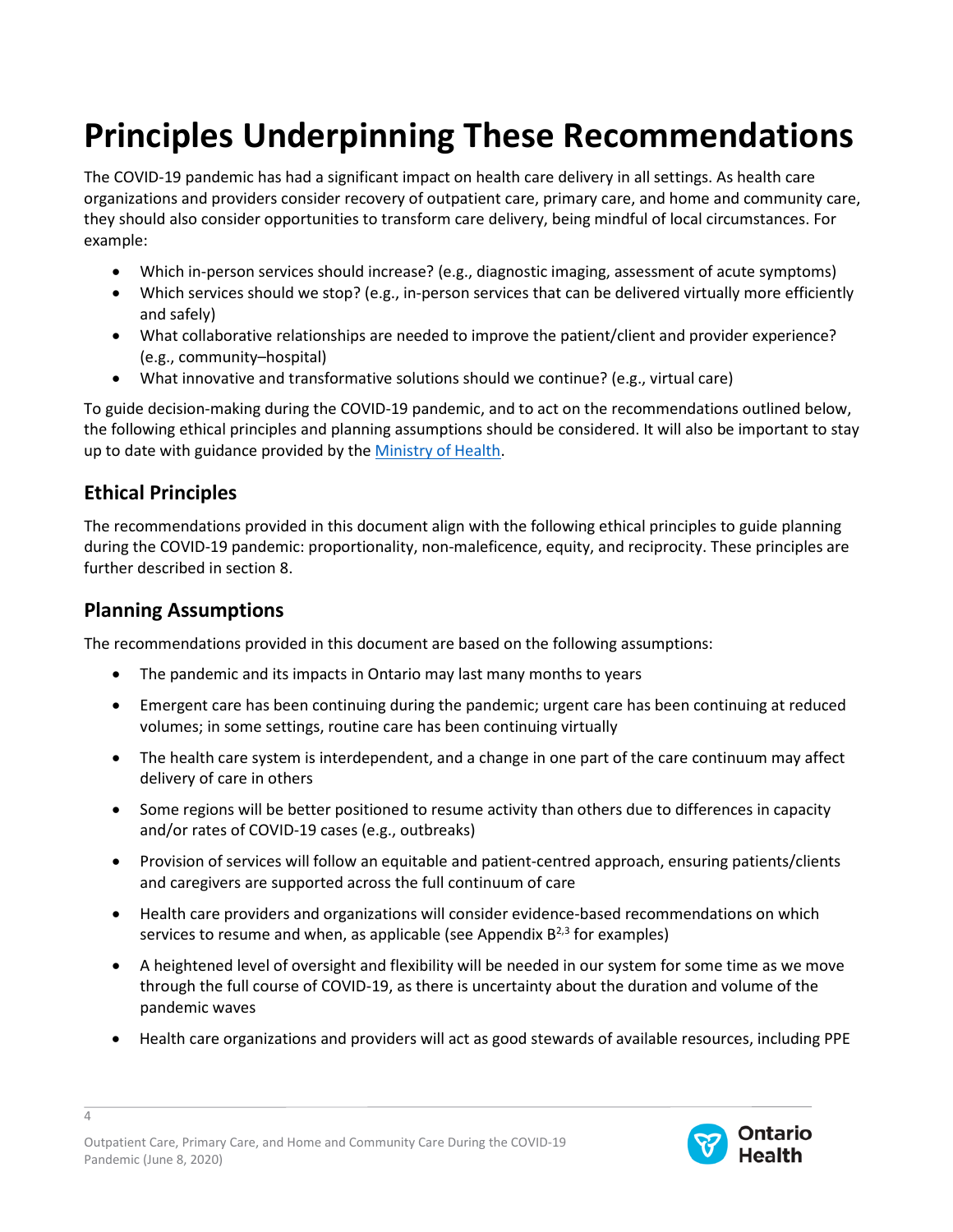# Principles Underpinning These Recommendations

The COVID-19 pandemic has had a significant impact on health care delivery in all settings. As health care organizations and providers consider recovery of outpatient care, primary care, and home and community care, they should also consider opportunities to transform care delivery, being mindful of local circumstances. For example:

- Which in-person services should increase? (e.g., diagnostic imaging, assessment of acute symptoms)
- Which services should we stop? (e.g., in-person services that can be delivered virtually more efficiently and safely)
- What collaborative relationships are needed to improve the patient/client and provider experience? (e.g., community–hospital)
- What innovative and transformative solutions should we continue? (e.g., virtual care)

To guide decision-making during the COVID-19 pandemic, and to act on the recommendations outlined below, the following ethical principles and planning assumptions should be considered. It will also be important to stay up to date with guidance provided by the Ministry of Health.

## Ethical Principles

The recommendations provided in this document align with the following ethical principles to guide planning during the COVID-19 pandemic: proportionality, non-maleficence, equity, and reciprocity. These principles are further described in section 8.

## Planning Assumptions

The recommendations provided in this document are based on the following assumptions:

- The pandemic and its impacts in Ontario may last many months to years
- Emergent care has been continuing during the pandemic; urgent care has been continuing at reduced volumes; in some settings, routine care has been continuing virtually
- The health care system is interdependent, and a change in one part of the care continuum may affect delivery of care in others
- Some regions will be better positioned to resume activity than others due to differences in capacity and/or rates of COVID-19 cases (e.g., outbreaks)
- Provision of services will follow an equitable and patient-centred approach, ensuring patients/clients and caregivers are supported across the full continuum of care
- Health care providers and organizations will consider evidence-based recommendations on which services to resume and when, as applicable (see Appendix B[2,3] for examples)
- A heightened level of oversight and flexibility will be needed in our system for some time as we move through the full course of COVID-19, as there is uncertainty about the duration and volume of the pandemic waves
- Health care organizations and providers will act as good stewards of available resources, including PPE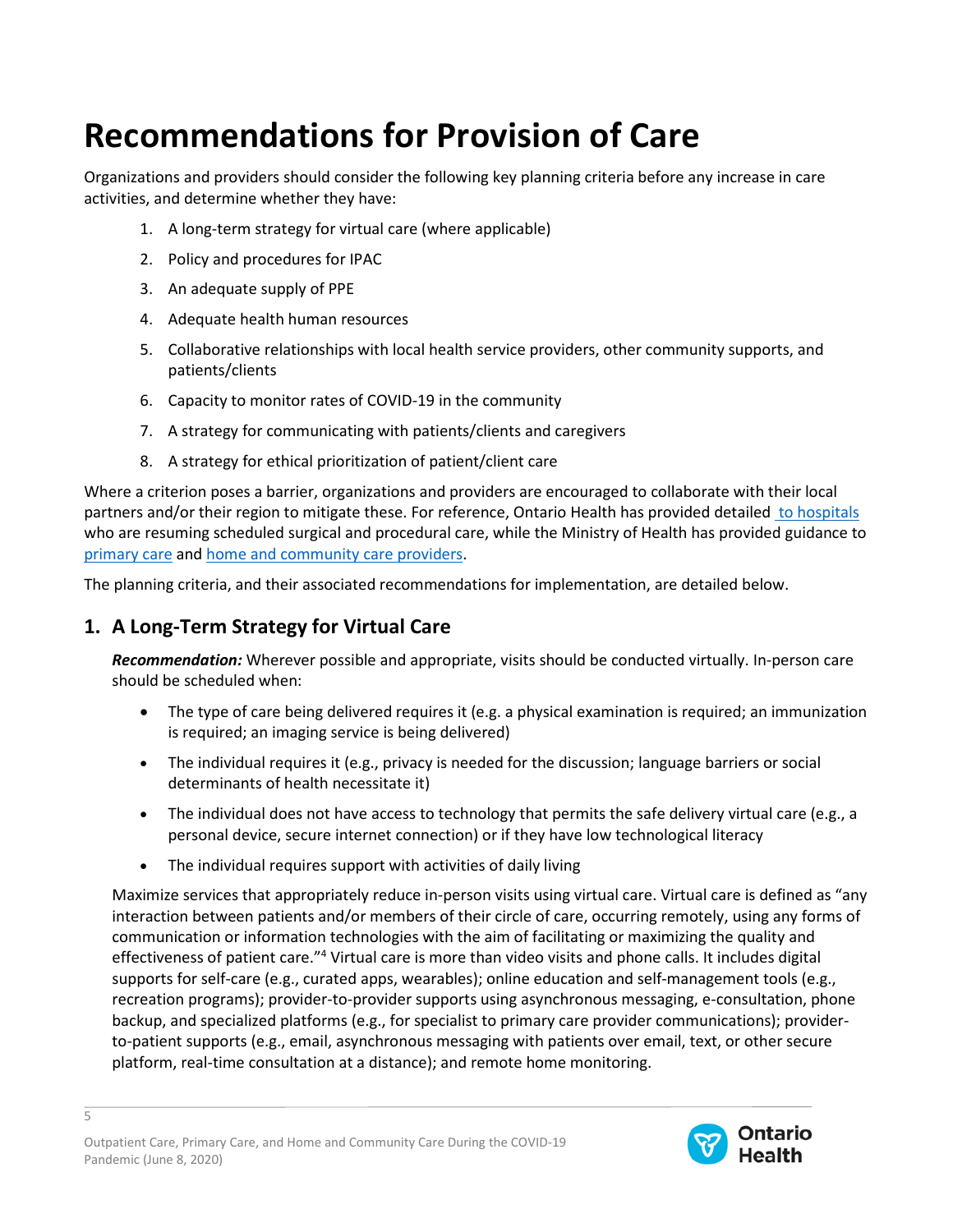// Recommendations for Provision of Care

# Recommendations for Provision of Care

Organizations and providers should consider the following key planning criteria before any increase in care activities, and determine whether they have:

1. A long-term strategy for virtual care (where applicable)
2. Policy and procedures for IPAC
3. An adequate supply of PPE
4. Adequate health human resources
5. Collaborative relationships with local health service providers, other community supports, and patients/clients
6. Capacity to monitor rates of COVID-19 in the community
7. A strategy for communicating with patients/clients and caregivers
8. A strategy for ethical prioritization of patient/client care

Where a criterion poses a barrier, organizations and providers are encouraged to collaborate with their local partners and/or their region to mitigate these. For reference, Ontario Health has provided detailed to hospitals who are resuming scheduled surgical and procedural care, while the Ministry of Health has provided guidance to primary care and home and community care providers.

The planning criteria, and their associated recommendations for implementation, are detailed below.

## 1. A Long-Term Strategy for Virtual Care

***Recommendation:*** Wherever possible and appropriate, visits should be conducted virtually. In-person care should be scheduled when:

- The type of care being delivered requires it (e.g. a physical examination is required; an immunization is required; an imaging service is being delivered)
- The individual requires it (e.g., privacy is needed for the discussion; language barriers or social determinants of health necessitate it)
- The individual does not have access to technology that permits the safe delivery virtual care (e.g., a personal device, secure internet connection) or if they have low technological literacy
- The individual requires support with activities of daily living

Maximize services that appropriately reduce in-person visits using virtual care. Virtual care is defined as "any interaction between patients and/or members of their circle of care, occurring remotely, using any forms of communication or information technologies with the aim of facilitating or maximizing the quality and effectiveness of patient care."[4] Virtual care is more than video visits and phone calls. It includes digital supports for self-care (e.g., curated apps, wearables); online education and self-management tools (e.g., recreation programs); provider-to-provider supports using asynchronous messaging, e-consultation, phone backup, and specialized platforms (e.g., for specialist to primary care provider communications); provider-to-patient supports (e.g., email, asynchronous messaging with patients over email, text, or other secure platform, real-time consultation at a distance); and remote home monitoring.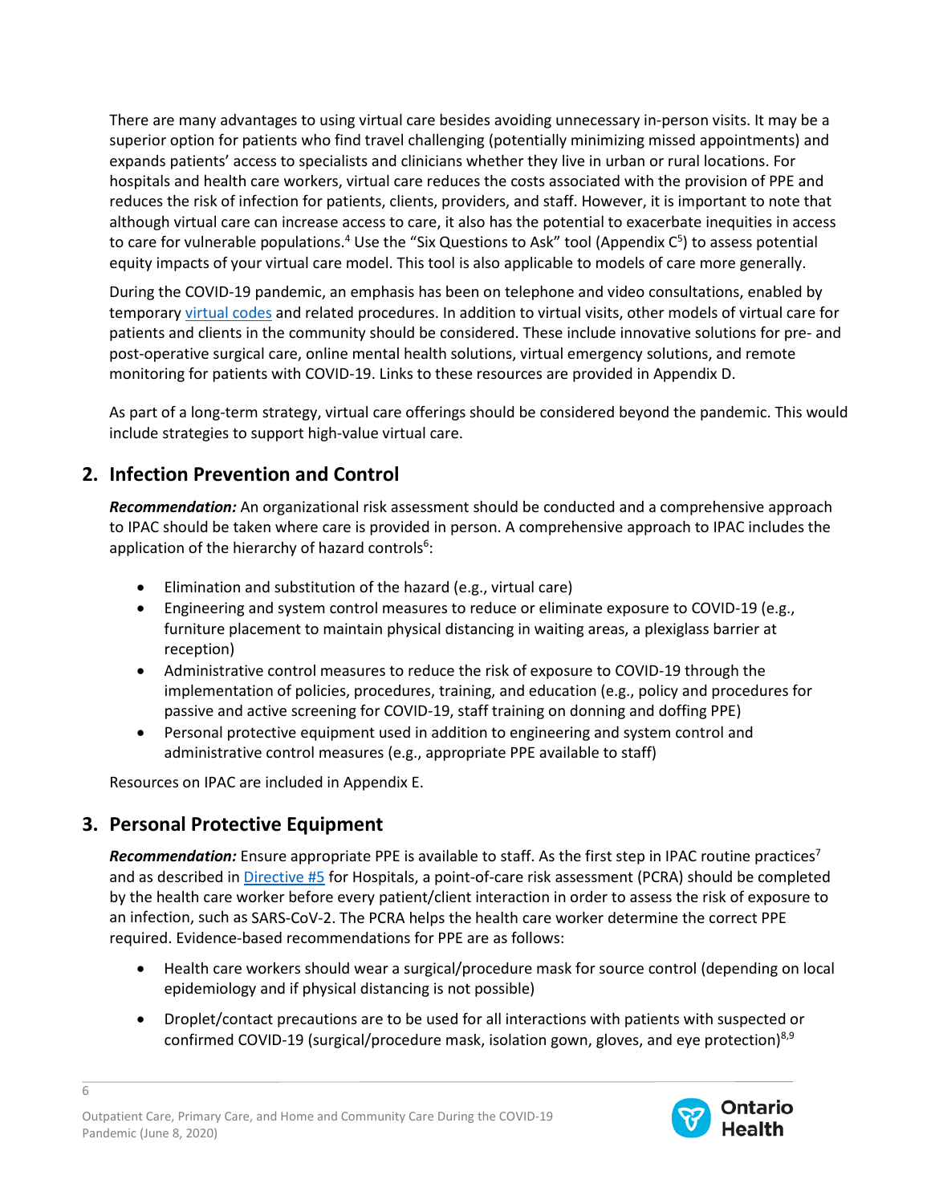There are many advantages to using virtual care besides avoiding unnecessary in-person visits. It may be a superior option for patients who find travel challenging (potentially minimizing missed appointments) and expands patients' access to specialists and clinicians whether they live in urban or rural locations. For hospitals and health care workers, virtual care reduces the costs associated with the provision of PPE and reduces the risk of infection for patients, clients, providers, and staff. However, it is important to note that although virtual care can increase access to care, it also has the potential to exacerbate inequities in access to care for vulnerable populations.[4] Use the "Six Questions to Ask" tool (Appendix C[5]) to assess potential equity impacts of your virtual care model. This tool is also applicable to models of care more generally.

During the COVID-19 pandemic, an emphasis has been on telephone and video consultations, enabled by temporary virtual codes and related procedures. In addition to virtual visits, other models of virtual care for patients and clients in the community should be considered. These include innovative solutions for pre- and post-operative surgical care, online mental health solutions, virtual emergency solutions, and remote monitoring for patients with COVID-19. Links to these resources are provided in Appendix D.

As part of a long-term strategy, virtual care offerings should be considered beyond the pandemic. This would include strategies to support high-value virtual care.

## 2. Infection Prevention and Control

***Recommendation:*** An organizational risk assessment should be conducted and a comprehensive approach to IPAC should be taken where care is provided in person. A comprehensive approach to IPAC includes the application of the hierarchy of hazard controls[6]:

- Elimination and substitution of the hazard (e.g., virtual care)
- Engineering and system control measures to reduce or eliminate exposure to COVID-19 (e.g., furniture placement to maintain physical distancing in waiting areas, a plexiglass barrier at reception)
- Administrative control measures to reduce the risk of exposure to COVID-19 through the implementation of policies, procedures, training, and education (e.g., policy and procedures for passive and active screening for COVID-19, staff training on donning and doffing PPE)
- Personal protective equipment used in addition to engineering and system control and administrative control measures (e.g., appropriate PPE available to staff)

Resources on IPAC are included in Appendix E.

## 3. Personal Protective Equipment

***Recommendation:*** Ensure appropriate PPE is available to staff. As the first step in IPAC routine practices[7] and as described in Directive #5 for Hospitals, a point-of-care risk assessment (PCRA) should be completed by the health care worker before every patient/client interaction in order to assess the risk of exposure to an infection, such as SARS-CoV-2. The PCRA helps the health care worker determine the correct PPE required. Evidence-based recommendations for PPE are as follows:

- Health care workers should wear a surgical/procedure mask for source control (depending on local epidemiology and if physical distancing is not possible)
- Droplet/contact precautions are to be used for all interactions with patients with suspected or confirmed COVID-19 (surgical/procedure mask, isolation gown, gloves, and eye protection)[8,9]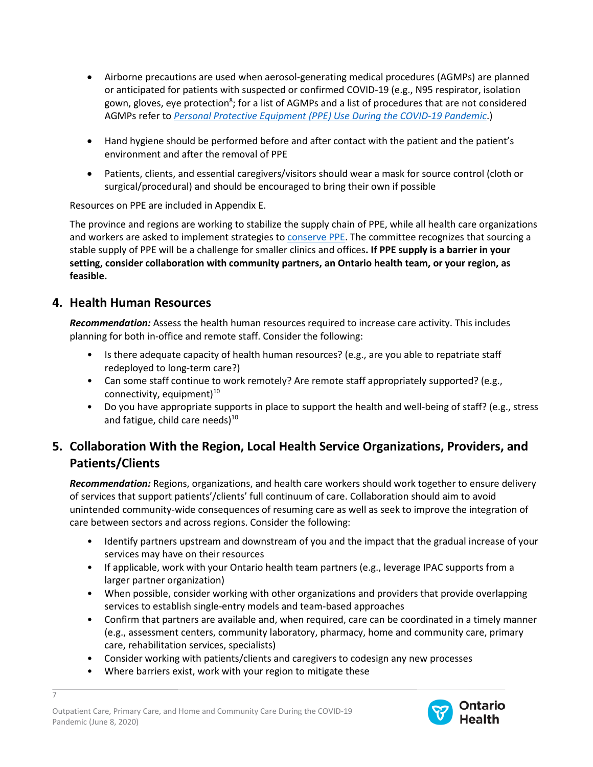- Airborne precautions are used when aerosol-generating medical procedures (AGMPs) are planned or anticipated for patients with suspected or confirmed COVID-19 (e.g., N95 respirator, isolation gown, gloves, eye protection[8]; for a list of AGMPs and a list of procedures that are not considered AGMPs refer to *Personal Protective Equipment (PPE) Use During the COVID-19 Pandemic*.)

- Hand hygiene should be performed before and after contact with the patient and the patient's environment and after the removal of PPE

- Patients, clients, and essential caregivers/visitors should wear a mask for source control (cloth or surgical/procedural) and should be encouraged to bring their own if possible

Resources on PPE are included in Appendix E.

The province and regions are working to stabilize the supply chain of PPE, while all health care organizations and workers are asked to implement strategies to conserve PPE. The committee recognizes that sourcing a stable supply of PPE will be a challenge for smaller clinics and offices**. If PPE supply is a barrier in your setting, consider collaboration with community partners, an Ontario health team, or your region, as feasible.**

## 4. Health Human Resources

***Recommendation:*** Assess the health human resources required to increase care activity. This includes planning for both in-office and remote staff. Consider the following:

- Is there adequate capacity of health human resources? (e.g., are you able to repatriate staff redeployed to long-term care?)
- Can some staff continue to work remotely? Are remote staff appropriately supported? (e.g., connectivity, equipment)[10]
- Do you have appropriate supports in place to support the health and well-being of staff? (e.g., stress and fatigue, child care needs)[10]

## 5. Collaboration With the Region, Local Health Service Organizations, Providers, and Patients/Clients

***Recommendation:*** Regions, organizations, and health care workers should work together to ensure delivery of services that support patients'/clients' full continuum of care. Collaboration should aim to avoid unintended community-wide consequences of resuming care as well as seek to improve the integration of care between sectors and across regions. Consider the following:

- Identify partners upstream and downstream of you and the impact that the gradual increase of your services may have on their resources
- If applicable, work with your Ontario health team partners (e.g., leverage IPAC supports from a larger partner organization)
- When possible, consider working with other organizations and providers that provide overlapping services to establish single-entry models and team-based approaches
- Confirm that partners are available and, when required, care can be coordinated in a timely manner (e.g., assessment centers, community laboratory, pharmacy, home and community care, primary care, rehabilitation services, specialists)
- Consider working with patients/clients and caregivers to codesign any new processes
- Where barriers exist, work with your region to mitigate these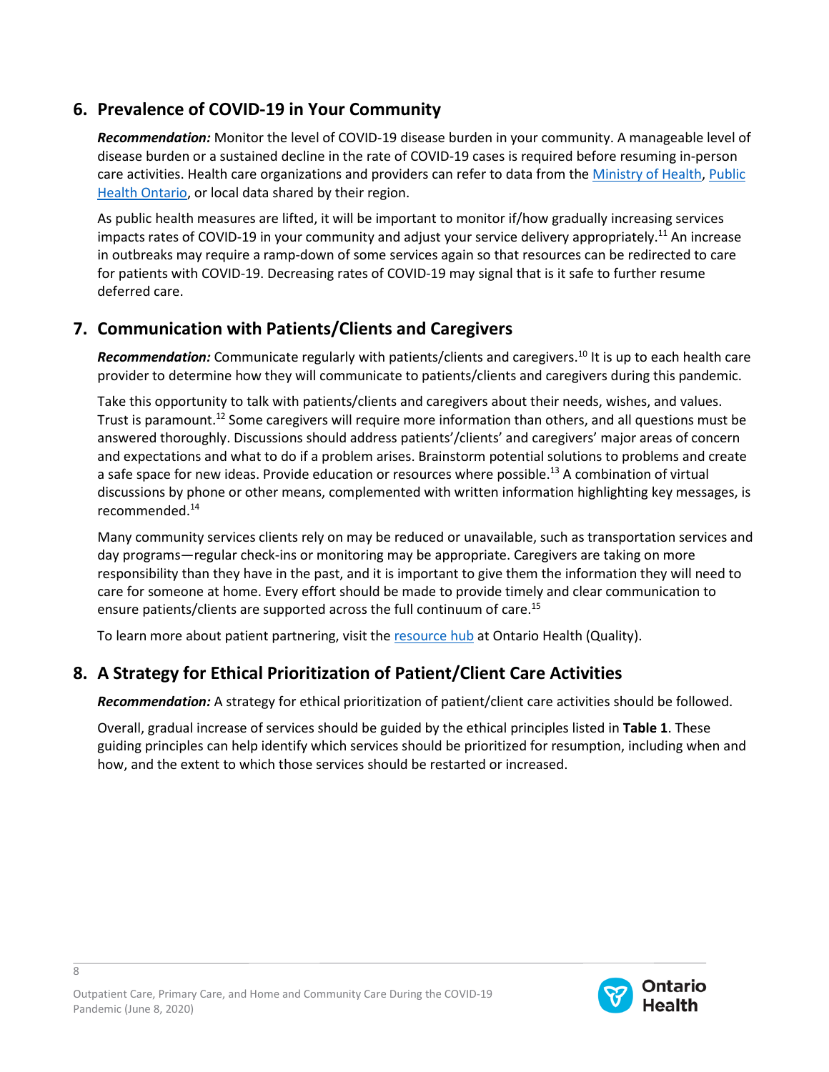## 6. Prevalence of COVID-19 in Your Community

***Recommendation:*** Monitor the level of COVID-19 disease burden in your community. A manageable level of disease burden or a sustained decline in the rate of COVID-19 cases is required before resuming in-person care activities. Health care organizations and providers can refer to data from the Ministry of Health, Public Health Ontario, or local data shared by their region.

As public health measures are lifted, it will be important to monitor if/how gradually increasing services impacts rates of COVID-19 in your community and adjust your service delivery appropriately.[11] An increase in outbreaks may require a ramp-down of some services again so that resources can be redirected to care for patients with COVID-19. Decreasing rates of COVID-19 may signal that is it safe to further resume deferred care.

## 7. Communication with Patients/Clients and Caregivers

***Recommendation:*** Communicate regularly with patients/clients and caregivers.[10] It is up to each health care provider to determine how they will communicate to patients/clients and caregivers during this pandemic.

Take this opportunity to talk with patients/clients and caregivers about their needs, wishes, and values. Trust is paramount.[12] Some caregivers will require more information than others, and all questions must be answered thoroughly. Discussions should address patients'/clients' and caregivers' major areas of concern and expectations and what to do if a problem arises. Brainstorm potential solutions to problems and create a safe space for new ideas. Provide education or resources where possible.[13] A combination of virtual discussions by phone or other means, complemented with written information highlighting key messages, is recommended.[14]

Many community services clients rely on may be reduced or unavailable, such as transportation services and day programs—regular check-ins or monitoring may be appropriate. Caregivers are taking on more responsibility than they have in the past, and it is important to give them the information they will need to care for someone at home. Every effort should be made to provide timely and clear communication to ensure patients/clients are supported across the full continuum of care.[15]

To learn more about patient partnering, visit the resource hub at Ontario Health (Quality).

## 8. A Strategy for Ethical Prioritization of Patient/Client Care Activities

***Recommendation:*** A strategy for ethical prioritization of patient/client care activities should be followed.

Overall, gradual increase of services should be guided by the ethical principles listed in **Table 1**. These guiding principles can help identify which services should be prioritized for resumption, including when and how, and the extent to which those services should be restarted or increased.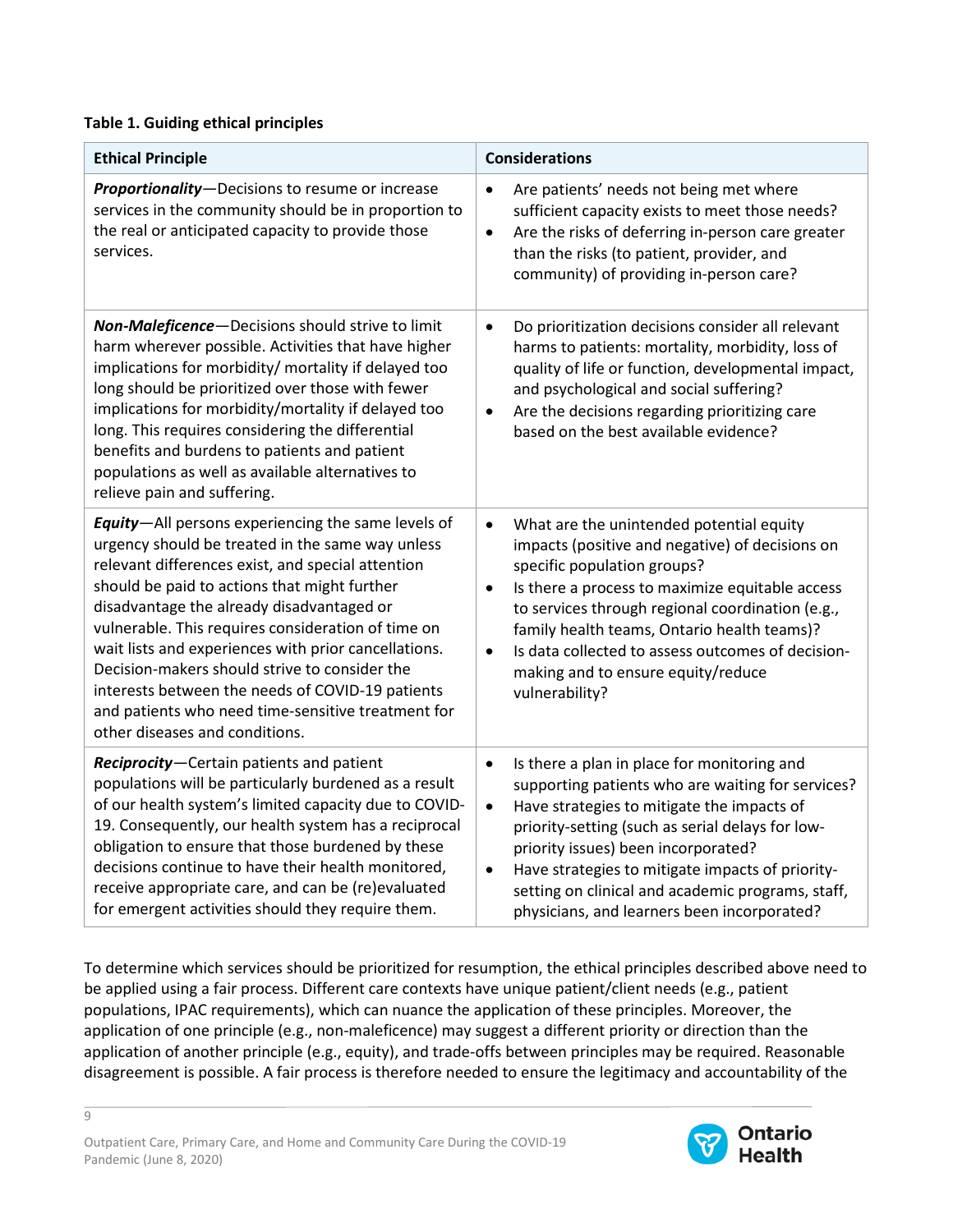**Table 1. Guiding ethical principles**

| Ethical Principle | Considerations |
| --- | --- |
| ***Proportionality***—Decisions to resume or increase services in the community should be in proportion to the real or anticipated capacity to provide those services. | • Are patients' needs not being met where sufficient capacity exists to meet those needs?<br>• Are the risks of deferring in-person care greater than the risks (to patient, provider, and community) of providing in-person care? |
| ***Non-Maleficence***—Decisions should strive to limit harm wherever possible. Activities that have higher implications for morbidity/ mortality if delayed too long should be prioritized over those with fewer implications for morbidity/mortality if delayed too long. This requires considering the differential benefits and burdens to patients and patient populations as well as available alternatives to relieve pain and suffering. | • Do prioritization decisions consider all relevant harms to patients: mortality, morbidity, loss of quality of life or function, developmental impact, and psychological and social suffering?<br>• Are the decisions regarding prioritizing care based on the best available evidence? |
| ***Equity***—All persons experiencing the same levels of urgency should be treated in the same way unless relevant differences exist, and special attention should be paid to actions that might further disadvantage the already disadvantaged or vulnerable. This requires consideration of time on wait lists and experiences with prior cancellations. Decision-makers should strive to consider the interests between the needs of COVID-19 patients and patients who need time-sensitive treatment for other diseases and conditions. | • What are the unintended potential equity impacts (positive and negative) of decisions on specific population groups?<br>• Is there a process to maximize equitable access to services through regional coordination (e.g., family health teams, Ontario health teams)?<br>• Is data collected to assess outcomes of decision-making and to ensure equity/reduce vulnerability? |
| ***Reciprocity***—Certain patients and patient populations will be particularly burdened as a result of our health system's limited capacity due to COVID-19. Consequently, our health system has a reciprocal obligation to ensure that those burdened by these decisions continue to have their health monitored, receive appropriate care, and can be (re)evaluated for emergent activities should they require them. | • Is there a plan in place for monitoring and supporting patients who are waiting for services?<br>• Have strategies to mitigate the impacts of priority-setting (such as serial delays for low-priority issues) been incorporated?<br>• Have strategies to mitigate impacts of priority-setting on clinical and academic programs, staff, physicians, and learners been incorporated? |

To determine which services should be prioritized for resumption, the ethical principles described above need to be applied using a fair process. Different care contexts have unique patient/client needs (e.g., patient populations, IPAC requirements), which can nuance the application of these principles. Moreover, the application of one principle (e.g., non-maleficence) may suggest a different priority or direction than the application of another principle (e.g., equity), and trade-offs between principles may be required. Reasonable disagreement is possible. A fair process is therefore needed to ensure the legitimacy and accountability of the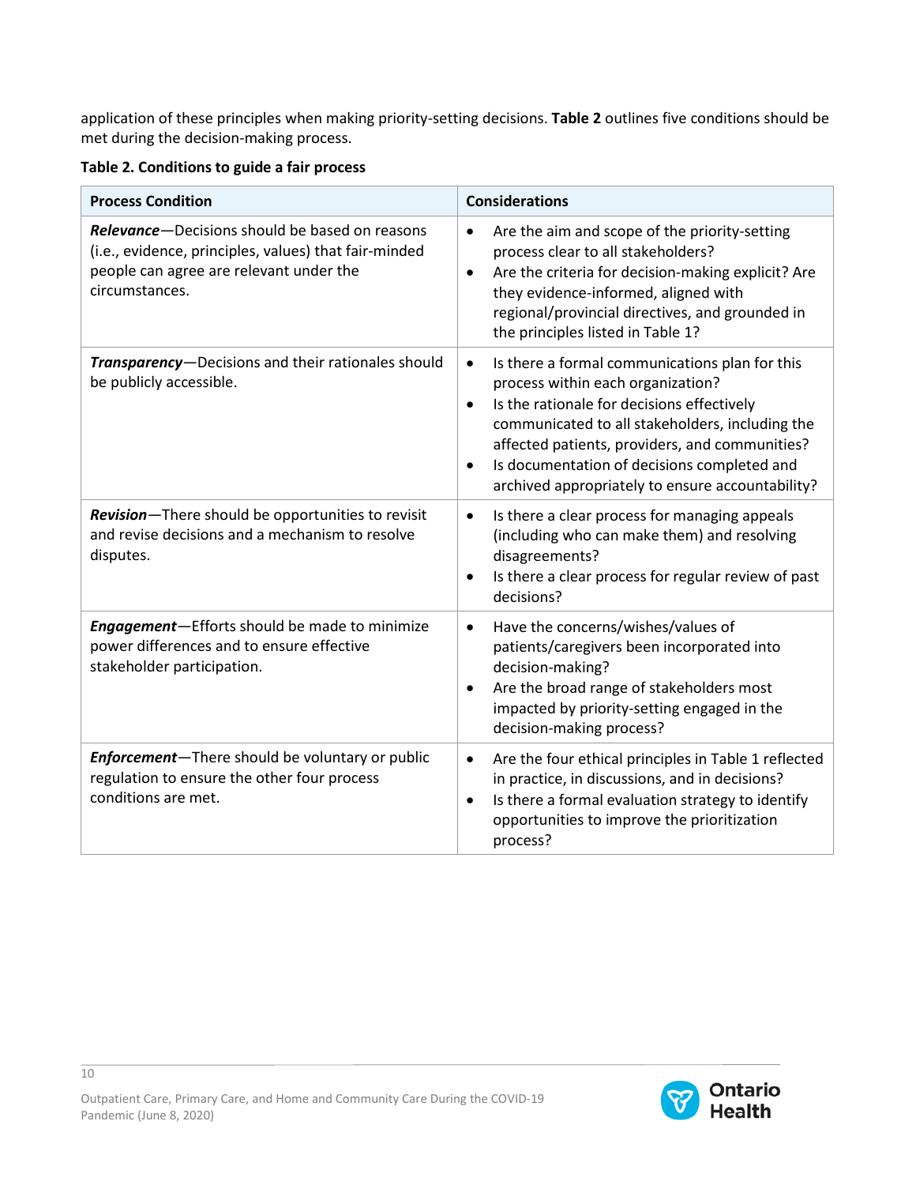application of these principles when making priority-setting decisions. **Table 2** outlines five conditions should be met during the decision-making process.

**Table 2. Conditions to guide a fair process**

| Process Condition | Considerations |
| --- | --- |
| ***Relevance***—Decisions should be based on reasons (i.e., evidence, principles, values) that fair-minded people can agree are relevant under the circumstances. | • Are the aim and scope of the priority-setting process clear to all stakeholders?<br>• Are the criteria for decision-making explicit? Are they evidence-informed, aligned with regional/provincial directives, and grounded in the principles listed in Table 1? |
| ***Transparency***—Decisions and their rationales should be publicly accessible. | • Is there a formal communications plan for this process within each organization?<br>• Is the rationale for decisions effectively communicated to all stakeholders, including the affected patients, providers, and communities?<br>• Is documentation of decisions completed and archived appropriately to ensure accountability? |
| ***Revision***—There should be opportunities to revisit and revise decisions and a mechanism to resolve disputes. | • Is there a clear process for managing appeals (including who can make them) and resolving disagreements?<br>• Is there a clear process for regular review of past decisions? |
| ***Engagement***—Efforts should be made to minimize power differences and to ensure effective stakeholder participation. | • Have the concerns/wishes/values of patients/caregivers been incorporated into decision-making?<br>• Are the broad range of stakeholders most impacted by priority-setting engaged in the decision-making process? |
| ***Enforcement***—There should be voluntary or public regulation to ensure the other four process conditions are met. | • Are the four ethical principles in Table 1 reflected in practice, in discussions, and in decisions?<br>• Is there a formal evaluation strategy to identify opportunities to improve the prioritization process? |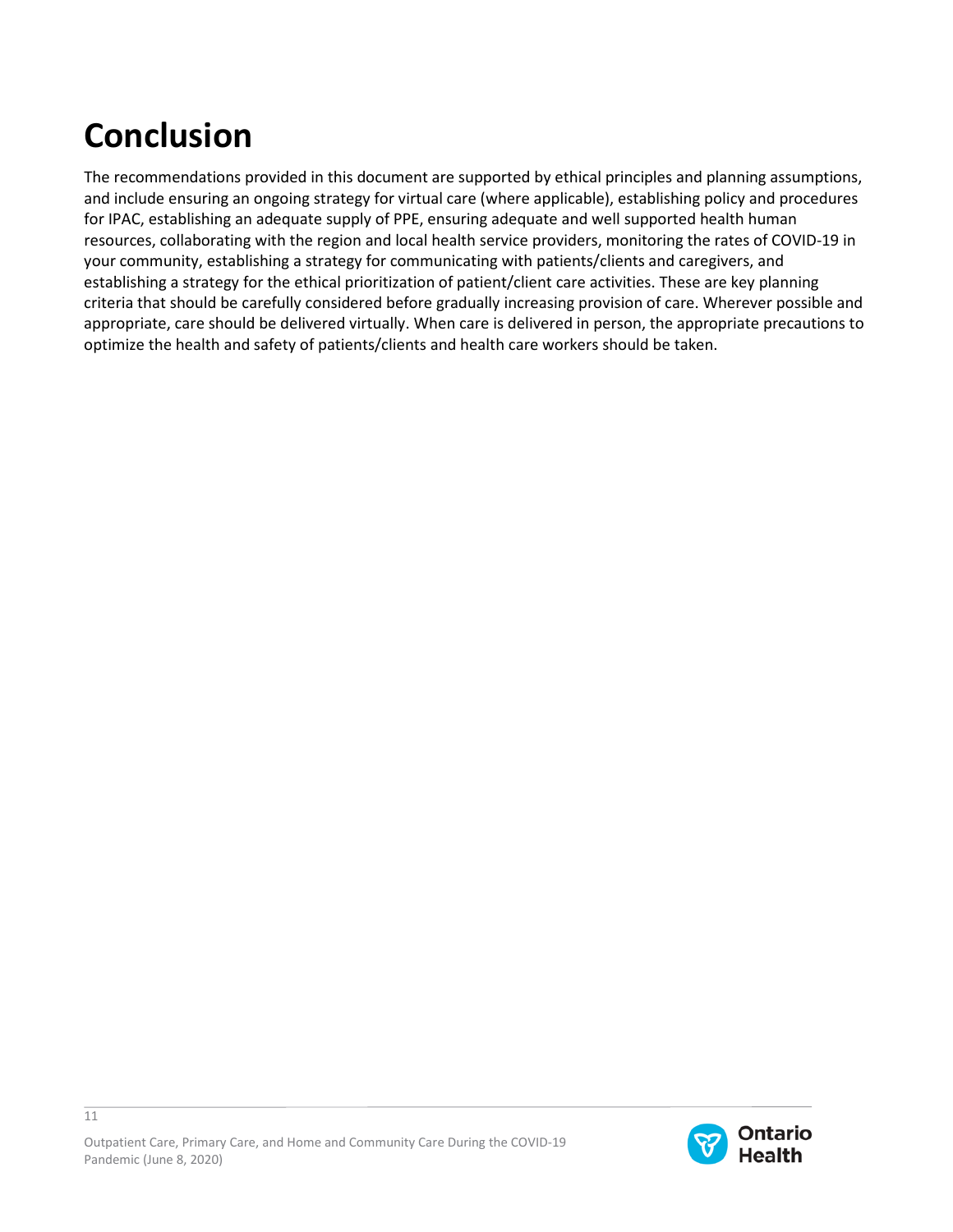# Conclusion

The recommendations provided in this document are supported by ethical principles and planning assumptions, and include ensuring an ongoing strategy for virtual care (where applicable), establishing policy and procedures for IPAC, establishing an adequate supply of PPE, ensuring adequate and well supported health human resources, collaborating with the region and local health service providers, monitoring the rates of COVID-19 in your community, establishing a strategy for communicating with patients/clients and caregivers, and establishing a strategy for the ethical prioritization of patient/client care activities. These are key planning criteria that should be carefully considered before gradually increasing provision of care. Wherever possible and appropriate, care should be delivered virtually. When care is delivered in person, the appropriate precautions to optimize the health and safety of patients/clients and health care workers should be taken.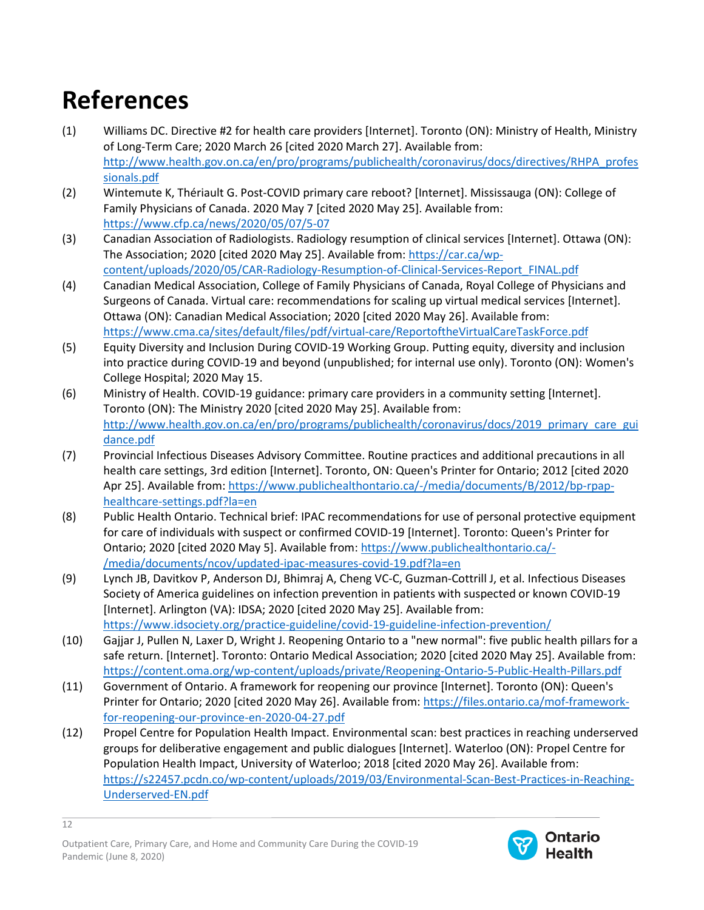# References

(1) Williams DC. Directive #2 for health care providers [Internet]. Toronto (ON): Ministry of Health, Ministry of Long-Term Care; 2020 March 26 [cited 2020 March 27]. Available from: http://www.health.gov.on.ca/en/pro/programs/publichealth/coronavirus/docs/directives/RHPA_professionals.pdf

(2) Wintemute K, Thériault G. Post-COVID primary care reboot? [Internet]. Mississauga (ON): College of Family Physicians of Canada. 2020 May 7 [cited 2020 May 25]. Available from: https://www.cfp.ca/news/2020/05/07/5-07

(3) Canadian Association of Radiologists. Radiology resumption of clinical services [Internet]. Ottawa (ON): The Association; 2020 [cited 2020 May 25]. Available from: https://car.ca/wp-content/uploads/2020/05/CAR-Radiology-Resumption-of-Clinical-Services-Report_FINAL.pdf

(4) Canadian Medical Association, College of Family Physicians of Canada, Royal College of Physicians and Surgeons of Canada. Virtual care: recommendations for scaling up virtual medical services [Internet]. Ottawa (ON): Canadian Medical Association; 2020 [cited 2020 May 26]. Available from: https://www.cma.ca/sites/default/files/pdf/virtual-care/ReportoftheVirtualCareTaskForce.pdf

(5) Equity Diversity and Inclusion During COVID-19 Working Group. Putting equity, diversity and inclusion into practice during COVID-19 and beyond (unpublished; for internal use only). Toronto (ON): Women's College Hospital; 2020 May 15.

(6) Ministry of Health. COVID-19 guidance: primary care providers in a community setting [Internet]. Toronto (ON): The Ministry 2020 [cited 2020 May 25]. Available from: http://www.health.gov.on.ca/en/pro/programs/publichealth/coronavirus/docs/2019_primary_care_guidance.pdf

(7) Provincial Infectious Diseases Advisory Committee. Routine practices and additional precautions in all health care settings, 3rd edition [Internet]. Toronto, ON: Queen's Printer for Ontario; 2012 [cited 2020 Apr 25]. Available from: https://www.publichealthontario.ca/-/media/documents/B/2012/bp-rpap-healthcare-settings.pdf?la=en

(8) Public Health Ontario. Technical brief: IPAC recommendations for use of personal protective equipment for care of individuals with suspect or confirmed COVID-19 [Internet]. Toronto: Queen's Printer for Ontario; 2020 [cited 2020 May 5]. Available from: https://www.publichealthontario.ca/-/media/documents/ncov/updated-ipac-measures-covid-19.pdf?la=en

(9) Lynch JB, Davitkov P, Anderson DJ, Bhimraj A, Cheng VC-C, Guzman-Cottrill J, et al. Infectious Diseases Society of America guidelines on infection prevention in patients with suspected or known COVID-19 [Internet]. Arlington (VA): IDSA; 2020 [cited 2020 May 25]. Available from: https://www.idsociety.org/practice-guideline/covid-19-guideline-infection-prevention/

(10) Gajjar J, Pullen N, Laxer D, Wright J. Reopening Ontario to a "new normal": five public health pillars for a safe return. [Internet]. Toronto: Ontario Medical Association; 2020 [cited 2020 May 25]. Available from: https://content.oma.org/wp-content/uploads/private/Reopening-Ontario-5-Public-Health-Pillars.pdf

(11) Government of Ontario. A framework for reopening our province [Internet]. Toronto (ON): Queen's Printer for Ontario; 2020 [cited 2020 May 26]. Available from: https://files.ontario.ca/mof-framework-for-reopening-our-province-en-2020-04-27.pdf

(12) Propel Centre for Population Health Impact. Environmental scan: best practices in reaching underserved groups for deliberative engagement and public dialogues [Internet]. Waterloo (ON): Propel Centre for Population Health Impact, University of Waterloo; 2018 [cited 2020 May 26]. Available from: https://s22457.pcdn.co/wp-content/uploads/2019/03/Environmental-Scan-Best-Practices-in-Reaching-Underserved-EN.pdf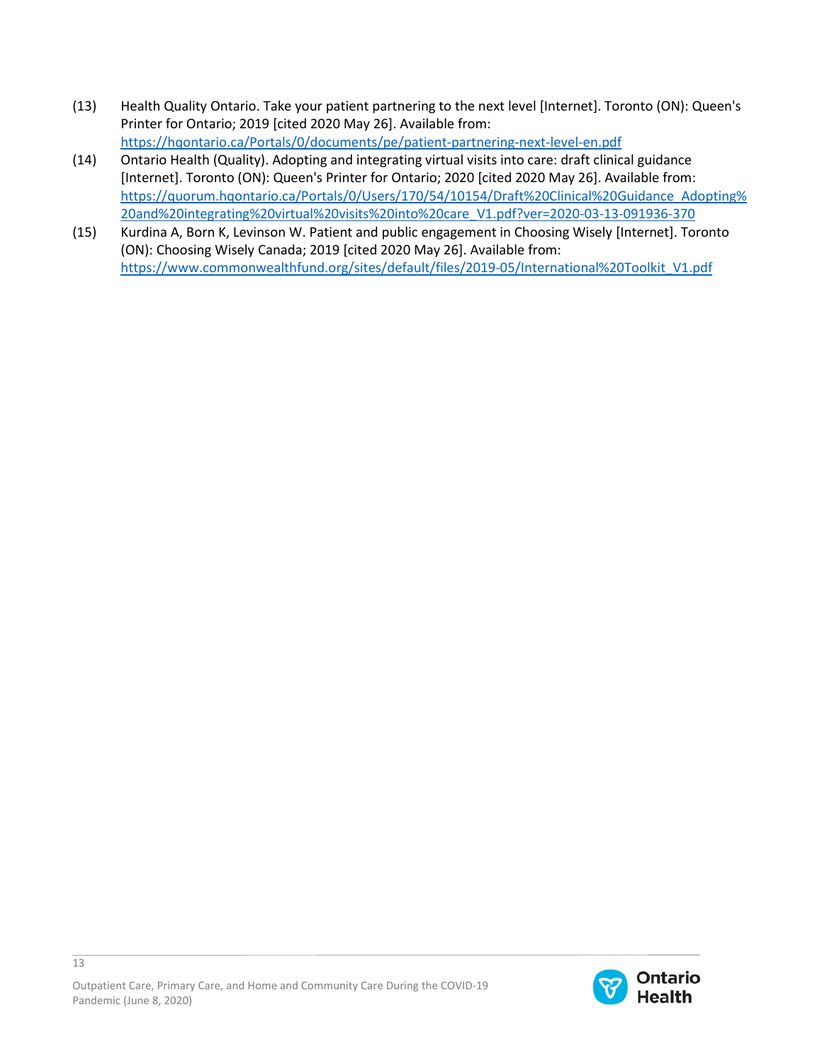(13) Health Quality Ontario. Take your patient partnering to the next level [Internet]. Toronto (ON): Queen's Printer for Ontario; 2019 [cited 2020 May 26]. Available from: https://hqontario.ca/Portals/0/documents/pe/patient-partnering-next-level-en.pdf

(14) Ontario Health (Quality). Adopting and integrating virtual visits into care: draft clinical guidance [Internet]. Toronto (ON): Queen's Printer for Ontario; 2020 [cited 2020 May 26]. Available from: https://quorum.hqontario.ca/Portals/0/Users/170/54/10154/Draft%20Clinical%20Guidance_Adopting%20and%20integrating%20virtual%20visits%20into%20care_V1.pdf?ver=2020-03-13-091936-370

(15) Kurdina A, Born K, Levinson W. Patient and public engagement in Choosing Wisely [Internet]. Toronto (ON): Choosing Wisely Canada; 2019 [cited 2020 May 26]. Available from: https://www.commonwealthfund.org/sites/default/files/2019-05/International%20Toolkit_V1.pdf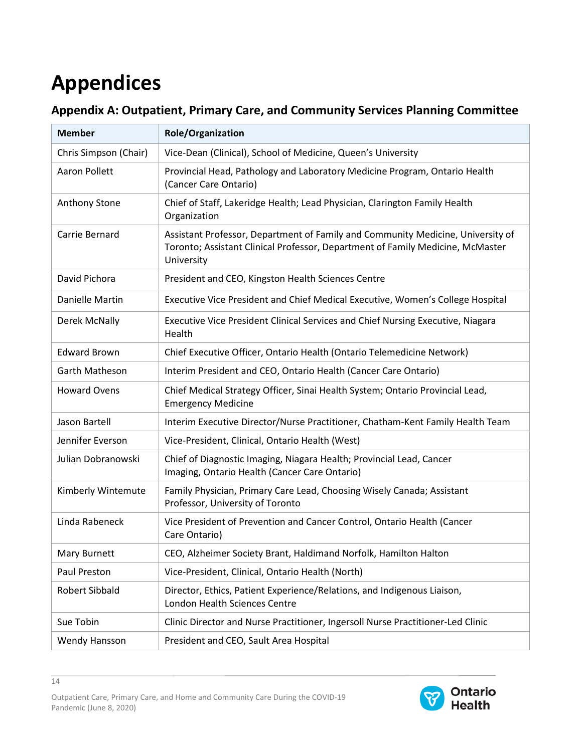# Appendices

## Appendix A: Outpatient, Primary Care, and Community Services Planning Committee

| Member | Role/Organization |
|---|---|
| Chris Simpson (Chair) | Vice-Dean (Clinical), School of Medicine, Queen's University |
| Aaron Pollett | Provincial Head, Pathology and Laboratory Medicine Program, Ontario Health (Cancer Care Ontario) |
| Anthony Stone | Chief of Staff, Lakeridge Health; Lead Physician, Clarington Family Health Organization |
| Carrie Bernard | Assistant Professor, Department of Family and Community Medicine, University of Toronto; Assistant Clinical Professor, Department of Family Medicine, McMaster University |
| David Pichora | President and CEO, Kingston Health Sciences Centre |
| Danielle Martin | Executive Vice President and Chief Medical Executive, Women's College Hospital |
| Derek McNally | Executive Vice President Clinical Services and Chief Nursing Executive, Niagara Health |
| Edward Brown | Chief Executive Officer, Ontario Health (Ontario Telemedicine Network) |
| Garth Matheson | Interim President and CEO, Ontario Health (Cancer Care Ontario) |
| Howard Ovens | Chief Medical Strategy Officer, Sinai Health System; Ontario Provincial Lead, Emergency Medicine |
| Jason Bartell | Interim Executive Director/Nurse Practitioner, Chatham-Kent Family Health Team |
| Jennifer Everson | Vice-President, Clinical, Ontario Health (West) |
| Julian Dobranowski | Chief of Diagnostic Imaging, Niagara Health; Provincial Lead, Cancer Imaging, Ontario Health (Cancer Care Ontario) |
| Kimberly Wintemute | Family Physician, Primary Care Lead, Choosing Wisely Canada; Assistant Professor, University of Toronto |
| Linda Rabeneck | Vice President of Prevention and Cancer Control, Ontario Health (Cancer Care Ontario) |
| Mary Burnett | CEO, Alzheimer Society Brant, Haldimand Norfolk, Hamilton Halton |
| Paul Preston | Vice-President, Clinical, Ontario Health (North) |
| Robert Sibbald | Director, Ethics, Patient Experience/Relations, and Indigenous Liaison, London Health Sciences Centre |
| Sue Tobin | Clinic Director and Nurse Practitioner, Ingersoll Nurse Practitioner-Led Clinic |
| Wendy Hansson | President and CEO, Sault Area Hospital |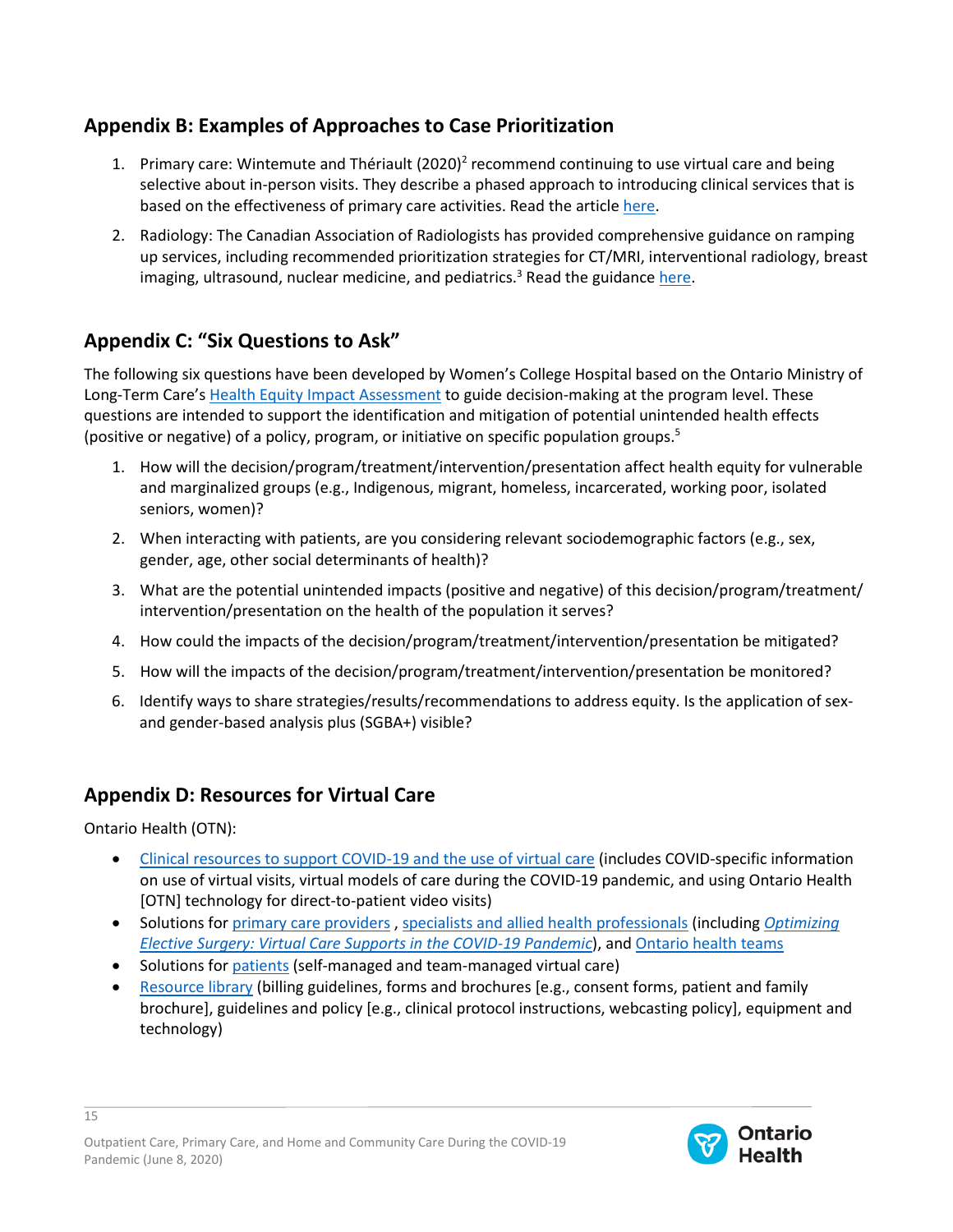## Appendix B: Examples of Approaches to Case Prioritization

1. Primary care: Wintemute and Thériault (2020)[2] recommend continuing to use virtual care and being selective about in-person visits. They describe a phased approach to introducing clinical services that is based on the effectiveness of primary care activities. Read the article here.
2. Radiology: The Canadian Association of Radiologists has provided comprehensive guidance on ramping up services, including recommended prioritization strategies for CT/MRI, interventional radiology, breast imaging, ultrasound, nuclear medicine, and pediatrics.[3] Read the guidance here.

## Appendix C: "Six Questions to Ask"

The following six questions have been developed by Women's College Hospital based on the Ontario Ministry of Long-Term Care's Health Equity Impact Assessment to guide decision-making at the program level. These questions are intended to support the identification and mitigation of potential unintended health effects (positive or negative) of a policy, program, or initiative on specific population groups.[5]

1. How will the decision/program/treatment/intervention/presentation affect health equity for vulnerable and marginalized groups (e.g., Indigenous, migrant, homeless, incarcerated, working poor, isolated seniors, women)?
2. When interacting with patients, are you considering relevant sociodemographic factors (e.g., sex, gender, age, other social determinants of health)?
3. What are the potential unintended impacts (positive and negative) of this decision/program/treatment/intervention/presentation on the health of the population it serves?
4. How could the impacts of the decision/program/treatment/intervention/presentation be mitigated?
5. How will the impacts of the decision/program/treatment/intervention/presentation be monitored?
6. Identify ways to share strategies/results/recommendations to address equity. Is the application of sex- and gender-based analysis plus (SGBA+) visible?

## Appendix D: Resources for Virtual Care

Ontario Health (OTN):

- Clinical resources to support COVID-19 and the use of virtual care (includes COVID-specific information on use of virtual visits, virtual models of care during the COVID-19 pandemic, and using Ontario Health [OTN] technology for direct-to-patient video visits)
- Solutions for primary care providers , specialists and allied health professionals (including *Optimizing Elective Surgery: Virtual Care Supports in the COVID-19 Pandemic*), and Ontario health teams
- Solutions for patients (self-managed and team-managed virtual care)
- Resource library (billing guidelines, forms and brochures [e.g., consent forms, patient and family brochure], guidelines and policy [e.g., clinical protocol instructions, webcasting policy], equipment and technology)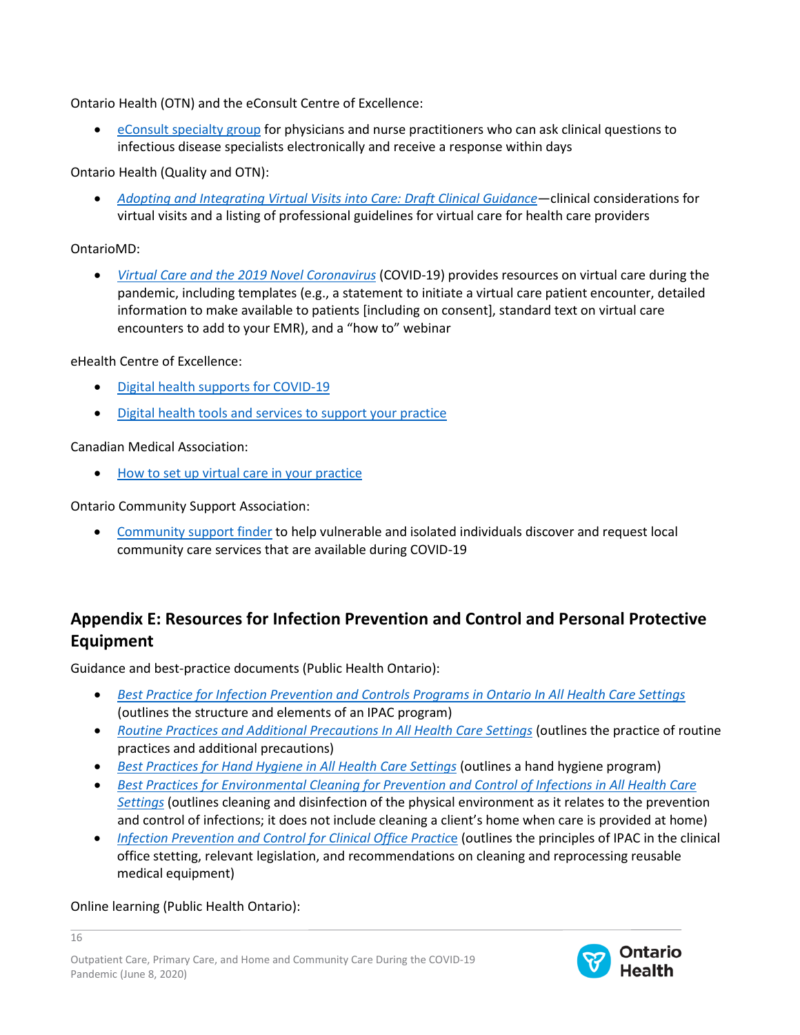Ontario Health (OTN) and the eConsult Centre of Excellence:

- eConsult specialty group for physicians and nurse practitioners who can ask clinical questions to infectious disease specialists electronically and receive a response within days

Ontario Health (Quality and OTN):

- *Adopting and Integrating Virtual Visits into Care: Draft Clinical Guidance*—clinical considerations for virtual visits and a listing of professional guidelines for virtual care for health care providers

OntarioMD:

- *Virtual Care and the 2019 Novel Coronavirus* (COVID-19) provides resources on virtual care during the pandemic, including templates (e.g., a statement to initiate a virtual care patient encounter, detailed information to make available to patients [including on consent], standard text on virtual care encounters to add to your EMR), and a "how to" webinar

eHealth Centre of Excellence:

- Digital health supports for COVID-19
- Digital health tools and services to support your practice

Canadian Medical Association:

- How to set up virtual care in your practice

Ontario Community Support Association:

- Community support finder to help vulnerable and isolated individuals discover and request local community care services that are available during COVID-19

## Appendix E: Resources for Infection Prevention and Control and Personal Protective Equipment

Guidance and best-practice documents (Public Health Ontario):

- *Best Practice for Infection Prevention and Controls Programs in Ontario In All Health Care Settings* (outlines the structure and elements of an IPAC program)
- *Routine Practices and Additional Precautions In All Health Care Settings* (outlines the practice of routine practices and additional precautions)
- *Best Practices for Hand Hygiene in All Health Care Settings* (outlines a hand hygiene program)
- *Best Practices for Environmental Cleaning for Prevention and Control of Infections in All Health Care Settings* (outlines cleaning and disinfection of the physical environment as it relates to the prevention and control of infections; it does not include cleaning a client's home when care is provided at home)
- *Infection Prevention and Control for Clinical Office Practice* (outlines the principles of IPAC in the clinical office stetting, relevant legislation, and recommendations on cleaning and reprocessing reusable medical equipment)

Online learning (Public Health Ontario):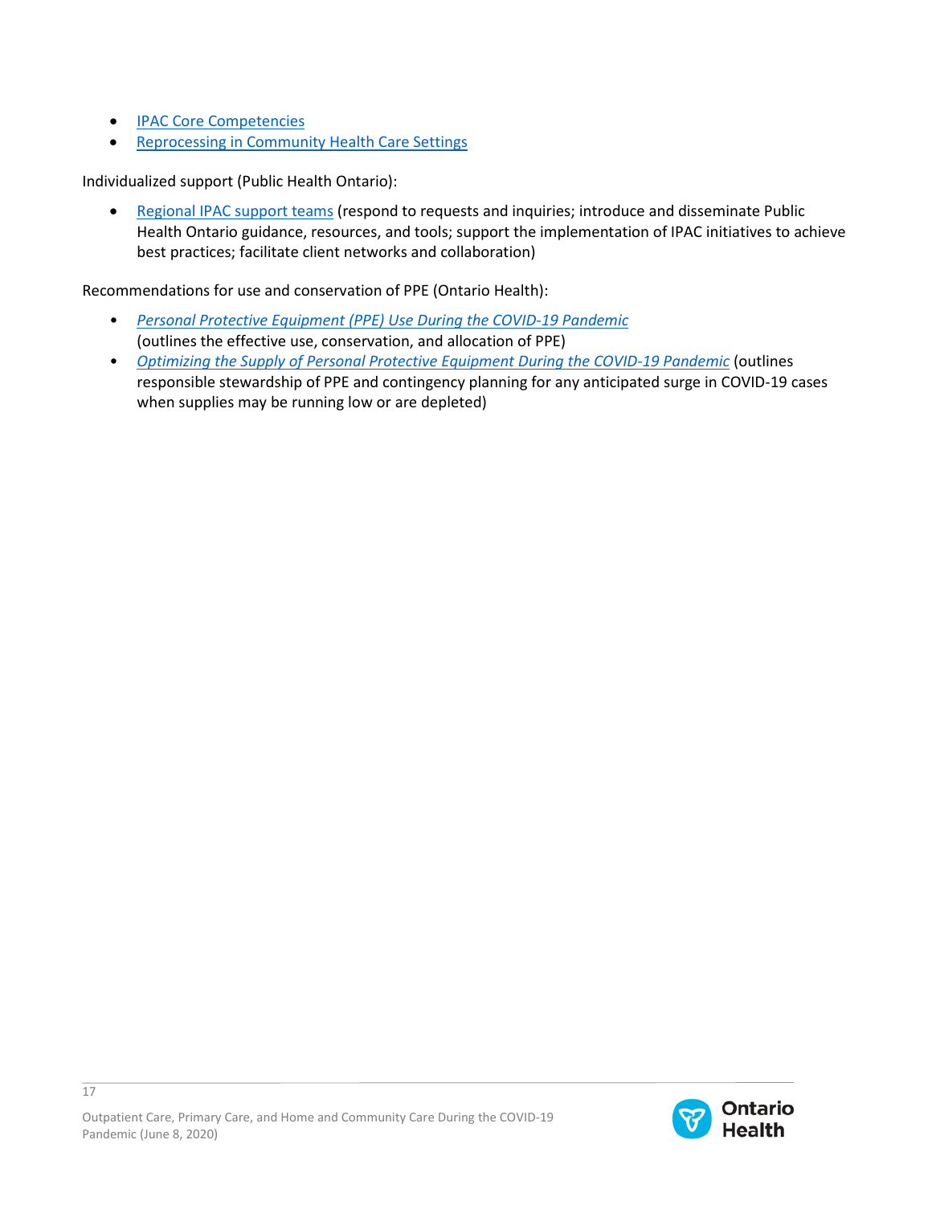- IPAC Core Competencies
- Reprocessing in Community Health Care Settings

Individualized support (Public Health Ontario):

- Regional IPAC support teams (respond to requests and inquiries; introduce and disseminate Public Health Ontario guidance, resources, and tools; support the implementation of IPAC initiatives to achieve best practices; facilitate client networks and collaboration)

Recommendations for use and conservation of PPE (Ontario Health):

- *Personal Protective Equipment (PPE) Use During the COVID-19 Pandemic* (outlines the effective use, conservation, and allocation of PPE)
- *Optimizing the Supply of Personal Protective Equipment During the COVID-19 Pandemic* (outlines responsible stewardship of PPE and contingency planning for any anticipated surge in COVID-19 cases when supplies may be running low or are depleted)